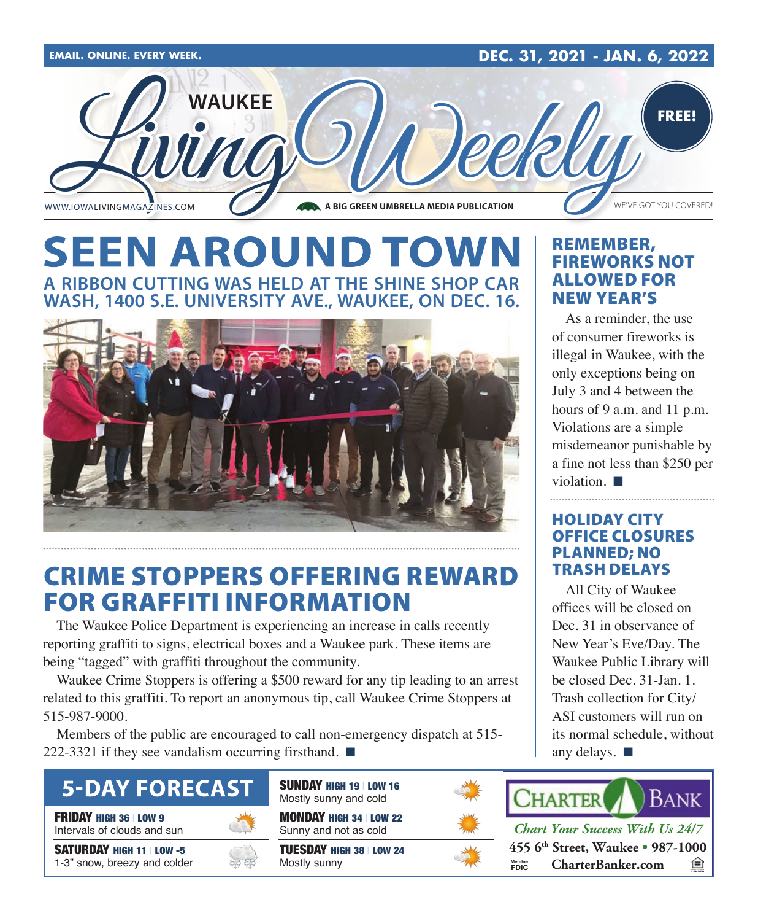EMAIL. ONLINE. EVERY WEEK.

DEC. 31, 2021 - JAN. 6, 2022

# WAUKEE Living Weekly

FREE!

WWW.IOWALIVINGMAGAZINES.COM

A BIG GREEN UMBRELLA MEDIA PUBLICATION

WE'VE GOT YOU COVERED!

# SEEN AROUND TOWN

## A RIBBON CUTTING WAS HELD AT THE SHINE SHOP CAR WASH, 1400 S.E. UNIVERSITY AVE., WAUKEE, ON DEC. 16.

# CRIME STOPPERS OFFERING REWARD FOR GRAFFITI INFORMATION

The Waukee Police Department is experiencing an increase in calls recently reporting graffiti to signs, electrical boxes and a Waukee park. These items are being "tagged" with graffiti throughout the community.

Waukee Crime Stoppers is offering a $500 reward for any tip leading to an arrest related to this graffiti. To report an anonymous tip, call Waukee Crime Stoppers at 515-987-9000.

Members of the public are encouraged to call non-emergency dispatch at 515-222-3321 if they see vandalism occurring firsthand. ■

## REMEMBER, FIREWORKS NOT ALLOWED FOR NEW YEAR'S

As a reminder, the use of consumer fireworks is illegal in Waukee, with the only exceptions being on July 3 and 4 between the hours of 9 a.m. and 11 p.m. Violations are a simple misdemeanor punishable by a fine not less than $250 per violation. ■

## HOLIDAY CITY OFFICE CLOSURES PLANNED; NO TRASH DELAYS

All City of Waukee offices will be closed on Dec. 31 in observance of New Year's Eve/Day. The Waukee Public Library will be closed Dec. 31-Jan. 1. Trash collection for City/ASI customers will run on its normal schedule, without any delays. ■

## 5-DAY FORECAST

**FRIDAY** HIGH 36 | LOW 9
Intervals of clouds and sun

**SATURDAY** HIGH 11 | LOW -5
1-3" snow, breezy and colder

**SUNDAY** HIGH 19 | LOW 16
Mostly sunny and cold

**MONDAY** HIGH 34 | LOW 22
Sunny and not as cold

**TUESDAY** HIGH 38 | LOW 24
Mostly sunny

CHARTER BANK

*Chart Your Success With Us 24/7*

455 6th Street, Waukee • 987-1000

Member FDIC CharterBanker.com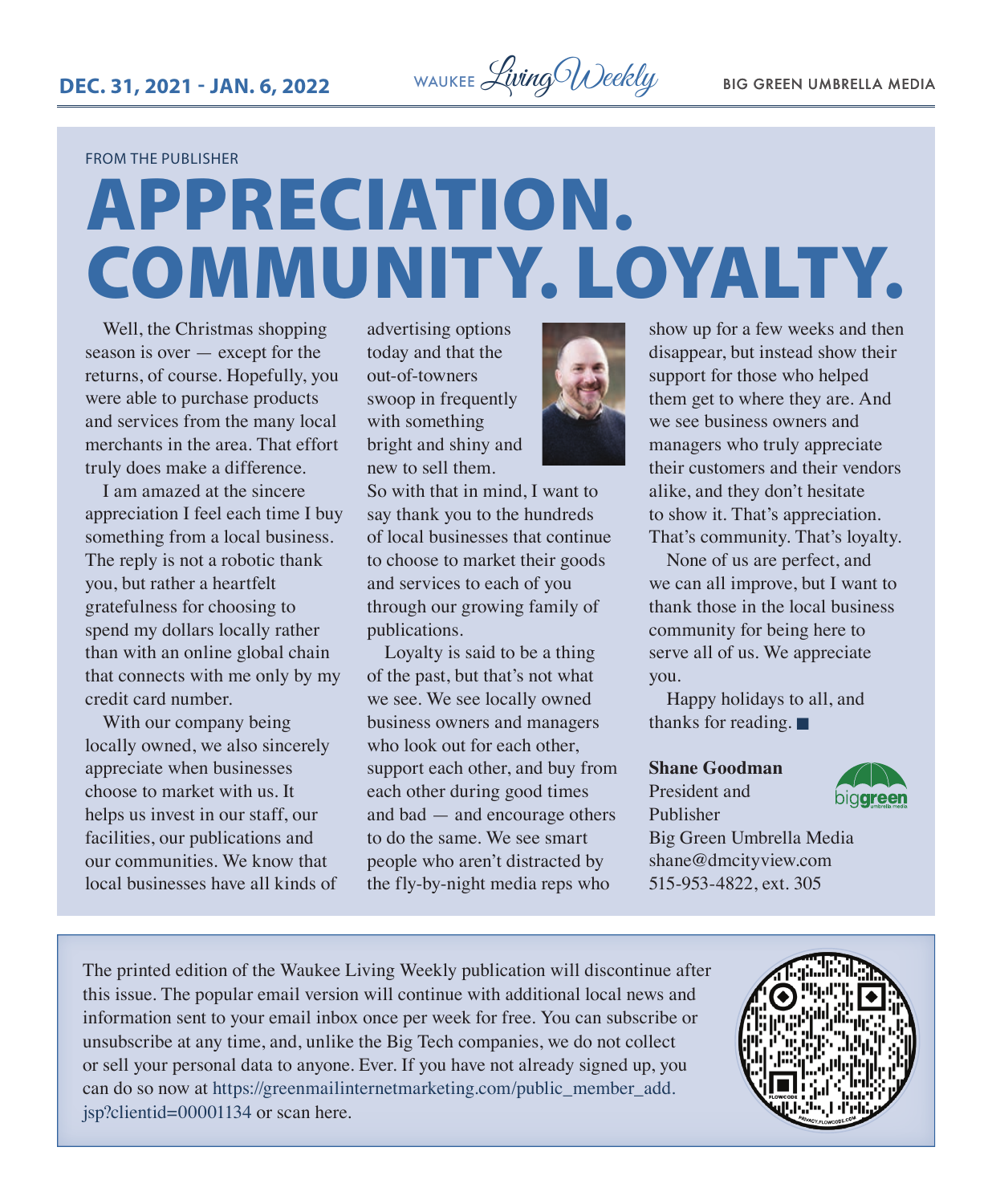FROM THE PUBLISHER

# APPRECIATION. COMMUNITY. LOYALTY.

Well, the Christmas shopping season is over — except for the returns, of course. Hopefully, you were able to purchase products and services from the many local merchants in the area. That effort truly does make a difference.

I am amazed at the sincere appreciation I feel each time I buy something from a local business. The reply is not a robotic thank you, but rather a heartfelt gratefulness for choosing to spend my dollars locally rather than with an online global chain that connects with me only by my credit card number.

With our company being locally owned, we also sincerely appreciate when businesses choose to market with us. It helps us invest in our staff, our facilities, our publications and our communities. We know that local businesses have all kinds of advertising options today and that the out-of-towners swoop in frequently with something bright and shiny and new to sell them.

So with that in mind, I want to say thank you to the hundreds of local businesses that continue to choose to market their goods and services to each of you through our growing family of publications.

Loyalty is said to be a thing of the past, but that's not what we see. We see locally owned business owners and managers who look out for each other, support each other, and buy from each other during good times and bad — and encourage others to do the same. We see smart people who aren't distracted by the fly-by-night media reps who show up for a few weeks and then disappear, but instead show their support for those who helped them get to where they are. And we see business owners and managers who truly appreciate their customers and their vendors alike, and they don't hesitate to show it. That's appreciation. That's community. That's loyalty.

None of us are perfect, and we can all improve, but I want to thank those in the local business community for being here to serve all of us. We appreciate you.

Happy holidays to all, and thanks for reading. ■

**Shane Goodman**
President and Publisher
Big Green Umbrella Media
shane@dmcityview.com
515-953-4822, ext. 305

The printed edition of the Waukee Living Weekly publication will discontinue after this issue. The popular email version will continue with additional local news and information sent to your email inbox once per week for free. You can subscribe or unsubscribe at any time, and, unlike the Big Tech companies, we do not collect or sell your personal data to anyone. Ever. If you have not already signed up, you can do so now at https://greenmailinternetmarketing.com/public_member_add.jsp?clientid=00001134 or scan here.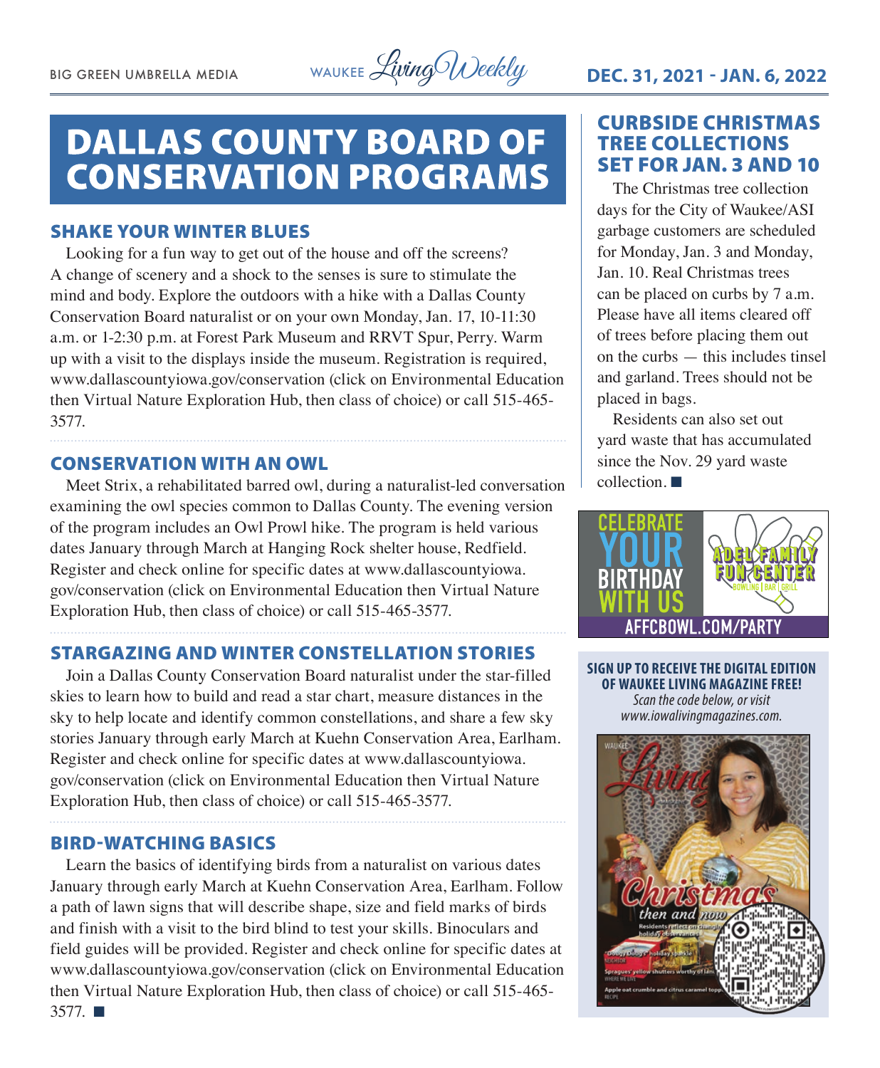# DALLAS COUNTY BOARD OF CONSERVATION PROGRAMS

## SHAKE YOUR WINTER BLUES

Looking for a fun way to get out of the house and off the screens? A change of scenery and a shock to the senses is sure to stimulate the mind and body. Explore the outdoors with a hike with a Dallas County Conservation Board naturalist or on your own Monday, Jan. 17, 10-11:30 a.m. or 1-2:30 p.m. at Forest Park Museum and RRVT Spur, Perry. Warm up with a visit to the displays inside the museum. Registration is required, www.dallascountyiowa.gov/conservation (click on Environmental Education then Virtual Nature Exploration Hub, then class of choice) or call 515-465-3577.

## CONSERVATION WITH AN OWL

Meet Strix, a rehabilitated barred owl, during a naturalist-led conversation examining the owl species common to Dallas County. The evening version of the program includes an Owl Prowl hike. The program is held various dates January through March at Hanging Rock shelter house, Redfield. Register and check online for specific dates at www.dallascountyiowa.gov/conservation (click on Environmental Education then Virtual Nature Exploration Hub, then class of choice) or call 515-465-3577.

## STARGAZING AND WINTER CONSTELLATION STORIES

Join a Dallas County Conservation Board naturalist under the star-filled skies to learn how to build and read a star chart, measure distances in the sky to help locate and identify common constellations, and share a few sky stories January through early March at Kuehn Conservation Area, Earlham. Register and check online for specific dates at www.dallascountyiowa.gov/conservation (click on Environmental Education then Virtual Nature Exploration Hub, then class of choice) or call 515-465-3577.

## BIRD-WATCHING BASICS

Learn the basics of identifying birds from a naturalist on various dates January through early March at Kuehn Conservation Area, Earlham. Follow a path of lawn signs that will describe shape, size and field marks of birds and finish with a visit to the bird blind to test your skills. Binoculars and field guides will be provided. Register and check online for specific dates at www.dallascountyiowa.gov/conservation (click on Environmental Education then Virtual Nature Exploration Hub, then class of choice) or call 515-465-3577. ■

## CURBSIDE CHRISTMAS TREE COLLECTIONS SET FOR JAN. 3 AND 10

The Christmas tree collection days for the City of Waukee/ASI garbage customers are scheduled for Monday, Jan. 3 and Monday, Jan. 10. Real Christmas trees can be placed on curbs by 7 a.m. Please have all items cleared off of trees before placing them out on the curbs — this includes tinsel and garland. Trees should not be placed in bags.

Residents can also set out yard waste that has accumulated since the Nov. 29 yard waste collection. ■

CELEBRATE YOUR BIRTHDAY WITH US

ADEL FAMILY FUN CENTER
BOWLING | BAR | GRILL

AFFCBOWL.COM/PARTY

**SIGN UP TO RECEIVE THE DIGITAL EDITION OF WAUKEE LIVING MAGAZINE FREE!**

*Scan the code below, or visit www.iowalivingmagazines.com.*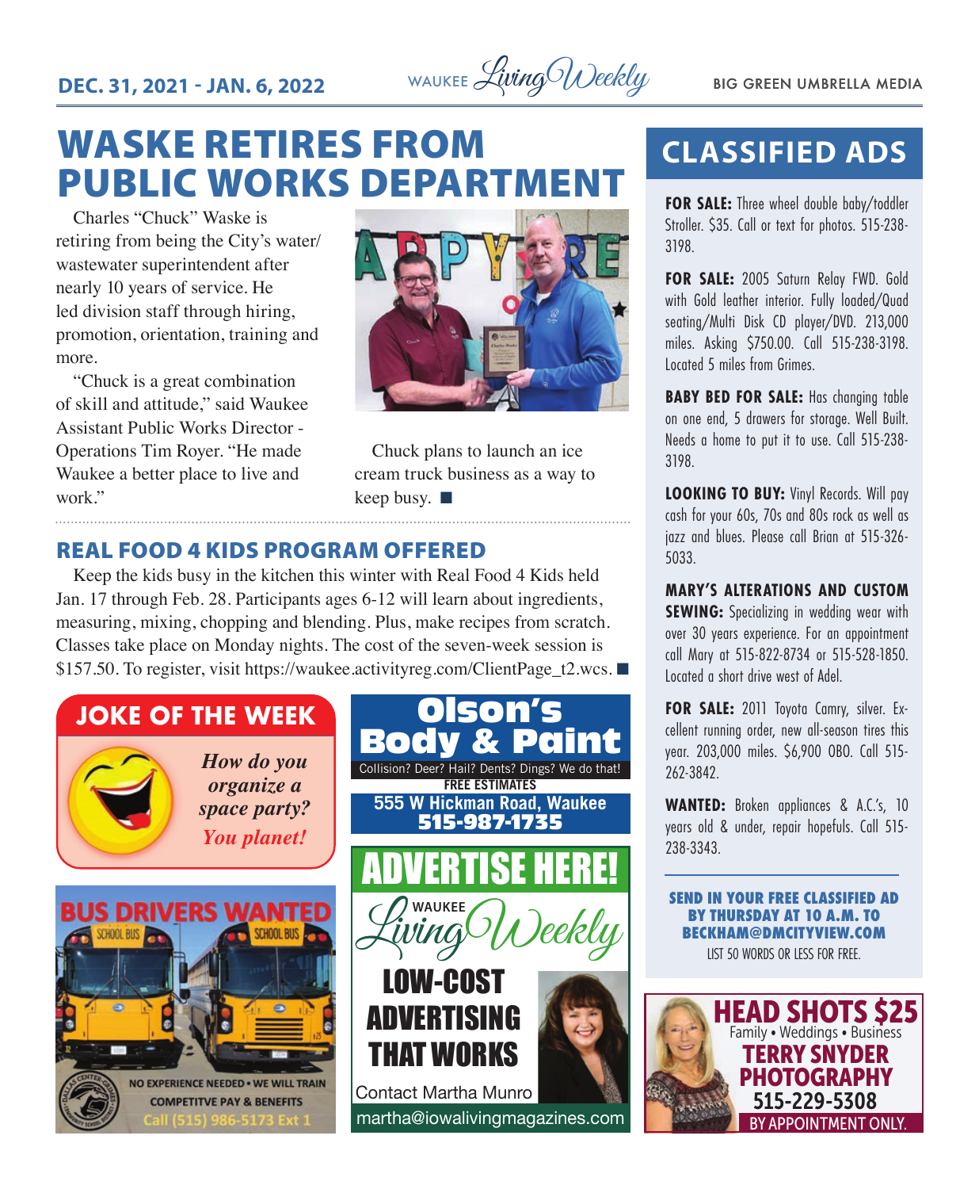# WASKE RETIRES FROM PUBLIC WORKS DEPARTMENT

Charles "Chuck" Waske is retiring from being the City's water/wastewater superintendent after nearly 10 years of service. He led division staff through hiring, promotion, orientation, training and more.

"Chuck is a great combination of skill and attitude," said Waukee Assistant Public Works Director - Operations Tim Royer. "He made Waukee a better place to live and work."

Chuck plans to launch an ice cream truck business as a way to keep busy. ■

## REAL FOOD 4 KIDS PROGRAM OFFERED

Keep the kids busy in the kitchen this winter with Real Food 4 Kids held Jan. 17 through Feb. 28. Participants ages 6-12 will learn about ingredients, measuring, mixing, chopping and blending. Plus, make recipes from scratch. Classes take place on Monday nights. The cost of the seven-week session is $157.50. To register, visit https://waukee.activityreg.com/ClientPage_t2.wcs. ■

## JOKE OF THE WEEK

*How do you organize a space party?*

*You planet!*

## Olson's Body & Paint

Collision? Deer? Hail? Dents? Dings? We do that!

FREE ESTIMATES

555 W Hickman Road, Waukee

515-987-1735

## BUS DRIVERS WANTED

NO EXPERIENCE NEEDED • WE WILL TRAIN

COMPETITVE PAY & BENEFITS

Call (515) 986-5173 Ext 1

## ADVERTISE HERE!

WAUKEE Living Weekly

LOW-COST ADVERTISING THAT WORKS

Contact Martha Munro

martha@iowalivingmagazines.com

## CLASSIFIED ADS

**FOR SALE:** Three wheel double baby/toddler Stroller. $35. Call or text for photos. 515-238-3198.

**FOR SALE:** 2005 Saturn Relay FWD. Gold with Gold leather interior. Fully loaded/Quad seating/Multi Disk CD player/DVD. 213,000 miles. Asking $750.00. Call 515-238-3198. Located 5 miles from Grimes.

**BABY BED FOR SALE:** Has changing table on one end, 5 drawers for storage. Well Built. Needs a home to put it to use. Call 515-238-3198.

**LOOKING TO BUY:** Vinyl Records. Will pay cash for your 60s, 70s and 80s rock as well as jazz and blues. Please call Brian at 515-326-5033.

**MARY'S ALTERATIONS AND CUSTOM SEWING:** Specializing in wedding wear with over 30 years experience. For an appointment call Mary at 515-822-8734 or 515-528-1850. Located a short drive west of Adel.

**FOR SALE:** 2011 Toyota Camry, silver. Excellent running order, new all-season tires this year. 203,000 miles. $6,900 OBO. Call 515-262-3842.

**WANTED:** Broken appliances & A.C.'s, 10 years old & under, repair hopefuls. Call 515-238-3343.

**SEND IN YOUR FREE CLASSIFIED AD BY THURSDAY AT 10 A.M. TO BECKHAM@DMCITYVIEW.COM**

LIST 50 WORDS OR LESS FOR FREE.

## HEAD SHOTS $25

Family • Weddings • Business

TERRY SNYDER PHOTOGRAPHY

515-229-5308

BY APPOINTMENT ONLY.